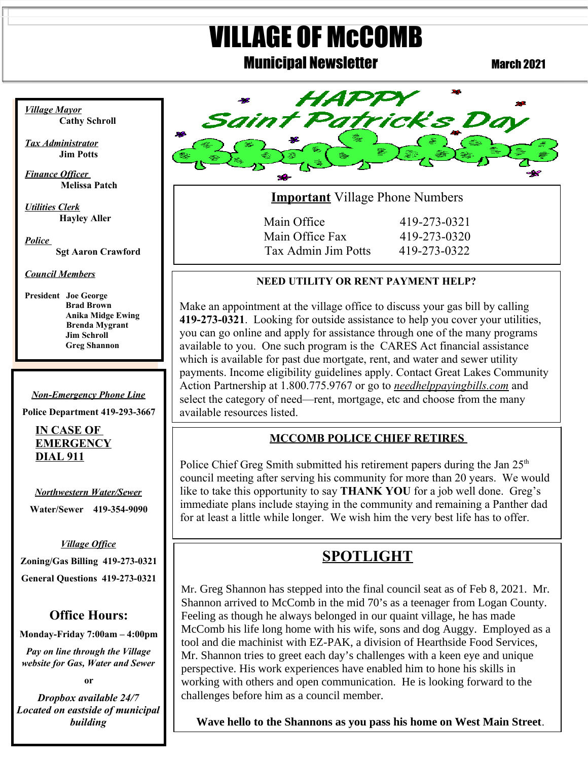# VILLAGE OF McCOMB

## Municipal Newsletter

March 2021

*Village Mayor*
**Cathy Schroll**

*Tax Administrator*
**Jim Potts**

*Finance Officer*
**Melissa Patch**

*Utilities Clerk*
**Hayley Aller**

*Police*
**Sgt Aaron Crawford**

*Council Members*

**President Joe George**
**Brad Brown**
**Anika Midge Ewing**
**Brenda Mygrant**
**Jim Schroll**
**Greg Shannon**

*Non-Emergency Phone Line*

**Police Department 419-293-3667**

**IN CASE OF EMERGENCY DIAL 911**

*Northwestern Water/Sewer*

**Water/Sewer 419-354-9090**

*Village Office*

**Zoning/Gas Billing 419-273-0321**

**General Questions 419-273-0321**

### Office Hours:

**Monday-Friday 7:00am – 4:00pm**

*Pay on line through the Village website for Gas, Water and Sewer*

**or**

*Dropbox available 24/7 Located on eastside of municipal building*

HAPPY Saint Patrick's Day

**Important** Village Phone Numbers

| | |
|---|---|
| Main Office | 419-273-0321 |
| Main Office Fax | 419-273-0320 |
| Tax Admin Jim Potts | 419-273-0322 |

### NEED UTILITY OR RENT PAYMENT HELP?

Make an appointment at the village office to discuss your gas bill by calling **419-273-0321**. Looking for outside assistance to help you cover your utilities, you can go online and apply for assistance through one of the many programs available to you. One such program is the CARES Act financial assistance which is available for past due mortgage, rent, and water and sewer utility payments. Income eligibility guidelines apply. Contact Great Lakes Community Action Partnership at 1.800.775.9767 or go to *needhelppayingbills.com* and select the category of need—rent, mortgage, etc and choose from the many available resources listed.

### MCCOMB POLICE CHIEF RETIRES

Police Chief Greg Smith submitted his retirement papers during the Jan 25th council meeting after serving his community for more than 20 years. We would like to take this opportunity to say **THANK YOU** for a job well done. Greg's immediate plans include staying in the community and remaining a Panther dad for at least a little while longer. We wish him the very best life has to offer.

## SPOTLIGHT

Mr. Greg Shannon has stepped into the final council seat as of Feb 8, 2021. Mr. Shannon arrived to McComb in the mid 70's as a teenager from Logan County. Feeling as though he always belonged in our quaint village, he has made McComb his life long home with his wife, sons and dog Auggy. Employed as a tool and die machinist with EZ-PAK, a division of Hearthside Food Services, Mr. Shannon tries to greet each day's challenges with a keen eye and unique perspective. His work experiences have enabled him to hone his skills in working with others and open communication. He is looking forward to the challenges before him as a council member.

**Wave hello to the Shannons as you pass his home on West Main Street**.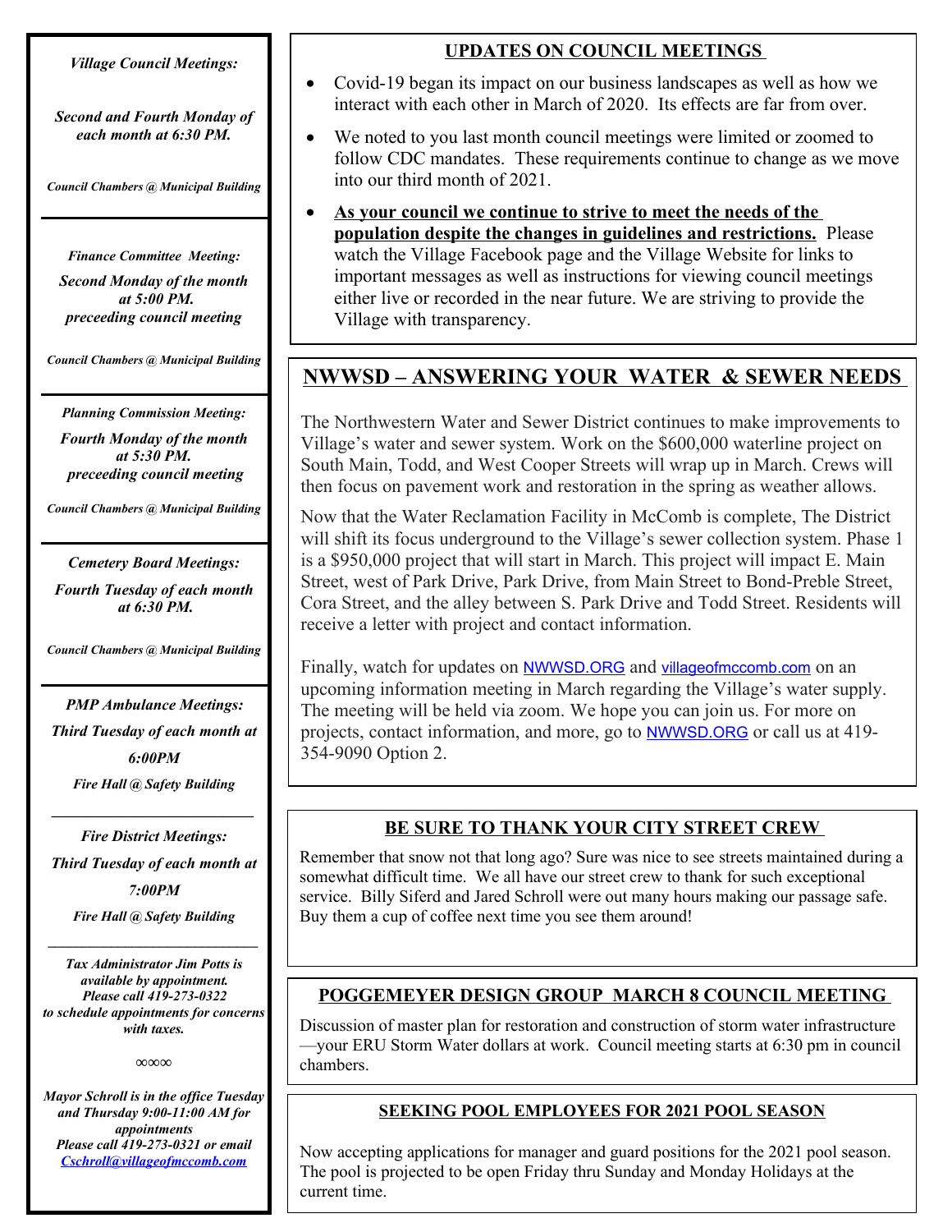*Village Council Meetings:*

***Second and Fourth Monday of each month at 6:30 PM.***

***Council Chambers @ Municipal Building***

---

*Finance Committee Meeting:*

***Second Monday of the month at 5:00 PM. preceeding council meeting***

***Council Chambers @ Municipal Building***

---

*Planning Commission Meeting:*

***Fourth Monday of the month at 5:30 PM. preceeding council meeting***

***Council Chambers @ Municipal Building***

---

*Cemetery Board Meetings:*

***Fourth Tuesday of each month at 6:30 PM.***

***Council Chambers @ Municipal Building***

---

*PMP Ambulance Meetings:*

***Third Tuesday of each month at 6:00PM***

***Fire Hall @ Safety Building***

---

*Fire District Meetings:*

***Third Tuesday of each month at 7:00PM***

***Fire Hall @ Safety Building***

---

***Tax Administrator Jim Potts is available by appointment. Please call 419-273-0322 to schedule appointments for concerns with taxes.***

∞∞∞

***Mayor Schroll is in the office Tuesday and Thursday 9:00-11:00 AM for appointments Please call 419-273-0321 or email Cschroll@villageofmccomb.com***

## UPDATES ON COUNCIL MEETINGS

- Covid-19 began its impact on our business landscapes as well as how we interact with each other in March of 2020. Its effects are far from over.
- We noted to you last month council meetings were limited or zoomed to follow CDC mandates. These requirements continue to change as we move into our third month of 2021.
- **As your council we continue to strive to meet the needs of the population despite the changes in guidelines and restrictions.** Please watch the Village Facebook page and the Village Website for links to important messages as well as instructions for viewing council meetings either live or recorded in the near future. We are striving to provide the Village with transparency.

## NWWSD – ANSWERING YOUR WATER & SEWER NEEDS

The Northwestern Water and Sewer District continues to make improvements to Village's water and sewer system. Work on the $600,000 waterline project on South Main, Todd, and West Cooper Streets will wrap up in March. Crews will then focus on pavement work and restoration in the spring as weather allows.

Now that the Water Reclamation Facility in McComb is complete, The District will shift its focus underground to the Village's sewer collection system. Phase 1 is a $950,000 project that will start in March. This project will impact E. Main Street, west of Park Drive, Park Drive, from Main Street to Bond-Preble Street, Cora Street, and the alley between S. Park Drive and Todd Street. Residents will receive a letter with project and contact information.

Finally, watch for updates on NWWSD.ORG and villageofmccomb.com on an upcoming information meeting in March regarding the Village's water supply. The meeting will be held via zoom. We hope you can join us. For more on projects, contact information, and more, go to NWWSD.ORG or call us at 419-354-9090 Option 2.

## BE SURE TO THANK YOUR CITY STREET CREW

Remember that snow not that long ago? Sure was nice to see streets maintained during a somewhat difficult time. We all have our street crew to thank for such exceptional service. Billy Siferd and Jared Schroll were out many hours making our passage safe. Buy them a cup of coffee next time you see them around!

## POGGEMEYER DESIGN GROUP MARCH 8 COUNCIL MEETING

Discussion of master plan for restoration and construction of storm water infrastructure—your ERU Storm Water dollars at work. Council meeting starts at 6:30 pm in council chambers.

## SEEKING POOL EMPLOYEES FOR 2021 POOL SEASON

Now accepting applications for manager and guard positions for the 2021 pool season. The pool is projected to be open Friday thru Sunday and Monday Holidays at the current time.